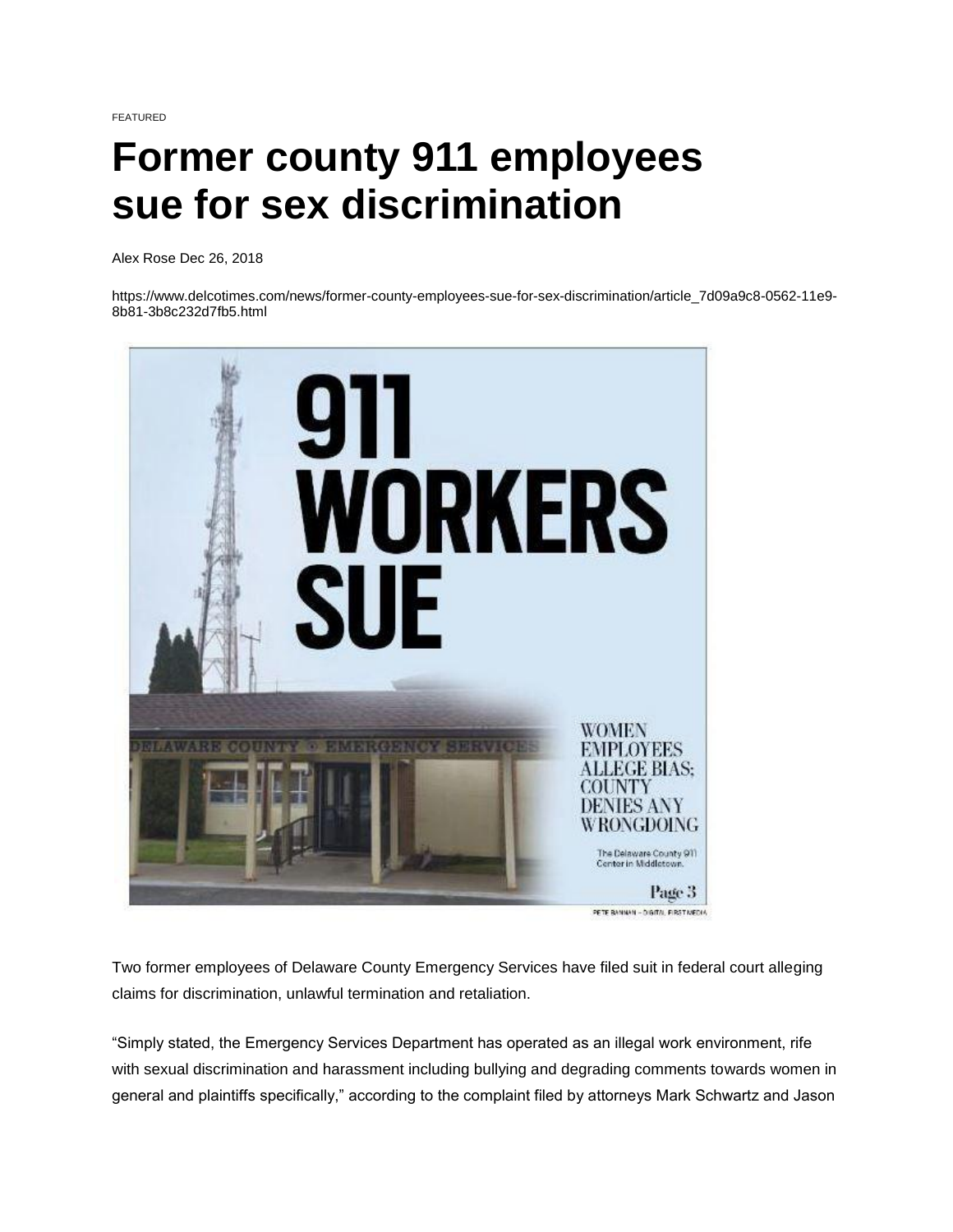FEATURED

# Former county 911 employees sue for sex discrimination

Alex Rose Dec 26, 2018

https://www.delcotimes.com/news/former-county-employees-sue-for-sex-discrimination/article_7d09a9c8-0562-11e9-8b81-3b8c232d7fb5.html

The Delaware County 911 Center in Middletown.

PETE BANNAN – DIGITAL FIRST MEDIA

Two former employees of Delaware County Emergency Services have filed suit in federal court alleging claims for discrimination, unlawful termination and retaliation.

“Simply stated, the Emergency Services Department has operated as an illegal work environment, rife with sexual discrimination and harassment including bullying and degrading comments towards women in general and plaintiffs specifically,” according to the complaint filed by attorneys Mark Schwartz and Jason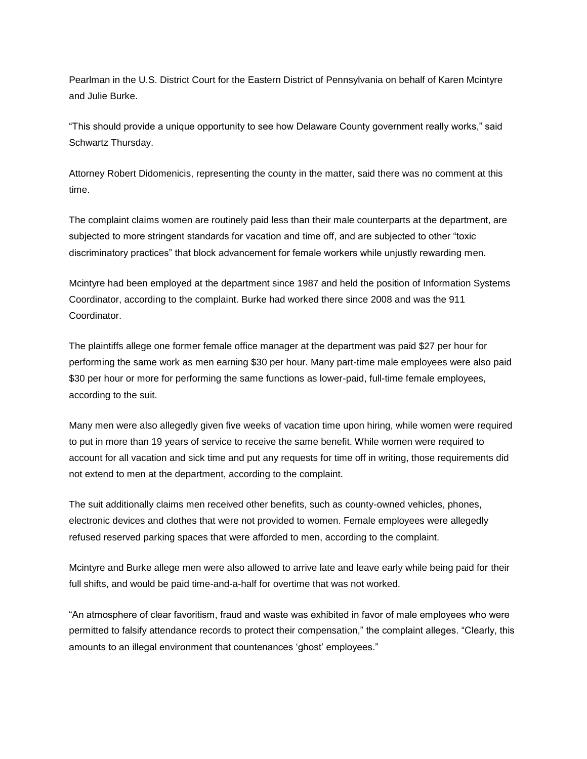Pearlman in the U.S. District Court for the Eastern District of Pennsylvania on behalf of Karen Mcintyre and Julie Burke.

“This should provide a unique opportunity to see how Delaware County government really works,” said Schwartz Thursday.

Attorney Robert Didomenicis, representing the county in the matter, said there was no comment at this time.

The complaint claims women are routinely paid less than their male counterparts at the department, are subjected to more stringent standards for vacation and time off, and are subjected to other “toxic discriminatory practices” that block advancement for female workers while unjustly rewarding men.

Mcintyre had been employed at the department since 1987 and held the position of Information Systems Coordinator, according to the complaint. Burke had worked there since 2008 and was the 911 Coordinator.

The plaintiffs allege one former female office manager at the department was paid $27 per hour for performing the same work as men earning $30 per hour. Many part-time male employees were also paid $30 per hour or more for performing the same functions as lower-paid, full-time female employees, according to the suit.

Many men were also allegedly given five weeks of vacation time upon hiring, while women were required to put in more than 19 years of service to receive the same benefit. While women were required to account for all vacation and sick time and put any requests for time off in writing, those requirements did not extend to men at the department, according to the complaint.

The suit additionally claims men received other benefits, such as county-owned vehicles, phones, electronic devices and clothes that were not provided to women. Female employees were allegedly refused reserved parking spaces that were afforded to men, according to the complaint.

Mcintyre and Burke allege men were also allowed to arrive late and leave early while being paid for their full shifts, and would be paid time-and-a-half for overtime that was not worked.

“An atmosphere of clear favoritism, fraud and waste was exhibited in favor of male employees who were permitted to falsify attendance records to protect their compensation,” the complaint alleges. “Clearly, this amounts to an illegal environment that countenances ‘ghost’ employees.”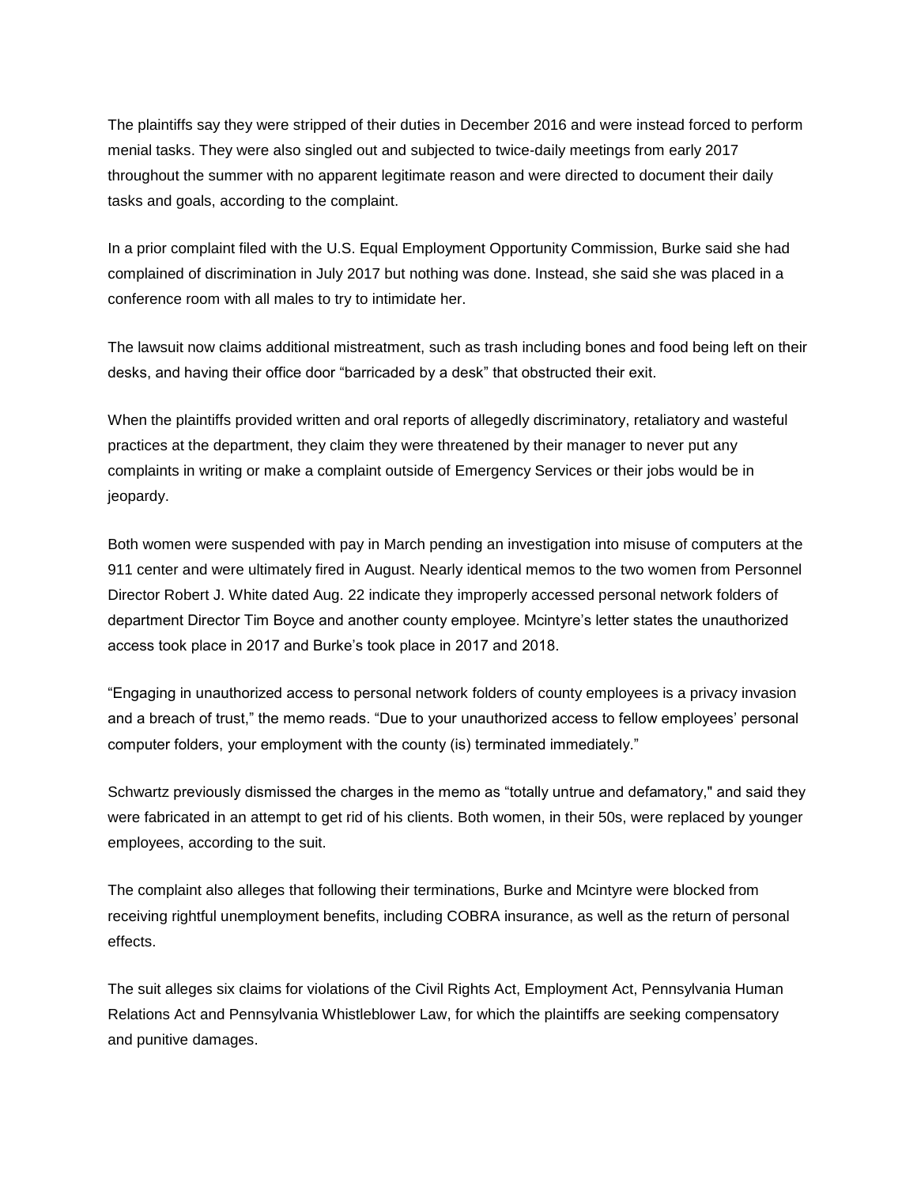The plaintiffs say they were stripped of their duties in December 2016 and were instead forced to perform menial tasks. They were also singled out and subjected to twice-daily meetings from early 2017 throughout the summer with no apparent legitimate reason and were directed to document their daily tasks and goals, according to the complaint.

In a prior complaint filed with the U.S. Equal Employment Opportunity Commission, Burke said she had complained of discrimination in July 2017 but nothing was done. Instead, she said she was placed in a conference room with all males to try to intimidate her.

The lawsuit now claims additional mistreatment, such as trash including bones and food being left on their desks, and having their office door "barricaded by a desk" that obstructed their exit.

When the plaintiffs provided written and oral reports of allegedly discriminatory, retaliatory and wasteful practices at the department, they claim they were threatened by their manager to never put any complaints in writing or make a complaint outside of Emergency Services or their jobs would be in jeopardy.

Both women were suspended with pay in March pending an investigation into misuse of computers at the 911 center and were ultimately fired in August. Nearly identical memos to the two women from Personnel Director Robert J. White dated Aug. 22 indicate they improperly accessed personal network folders of department Director Tim Boyce and another county employee. Mcintyre's letter states the unauthorized access took place in 2017 and Burke's took place in 2017 and 2018.

"Engaging in unauthorized access to personal network folders of county employees is a privacy invasion and a breach of trust," the memo reads. "Due to your unauthorized access to fellow employees' personal computer folders, your employment with the county (is) terminated immediately."

Schwartz previously dismissed the charges in the memo as "totally untrue and defamatory," and said they were fabricated in an attempt to get rid of his clients. Both women, in their 50s, were replaced by younger employees, according to the suit.

The complaint also alleges that following their terminations, Burke and Mcintyre were blocked from receiving rightful unemployment benefits, including COBRA insurance, as well as the return of personal effects.

The suit alleges six claims for violations of the Civil Rights Act, Employment Act, Pennsylvania Human Relations Act and Pennsylvania Whistleblower Law, for which the plaintiffs are seeking compensatory and punitive damages.